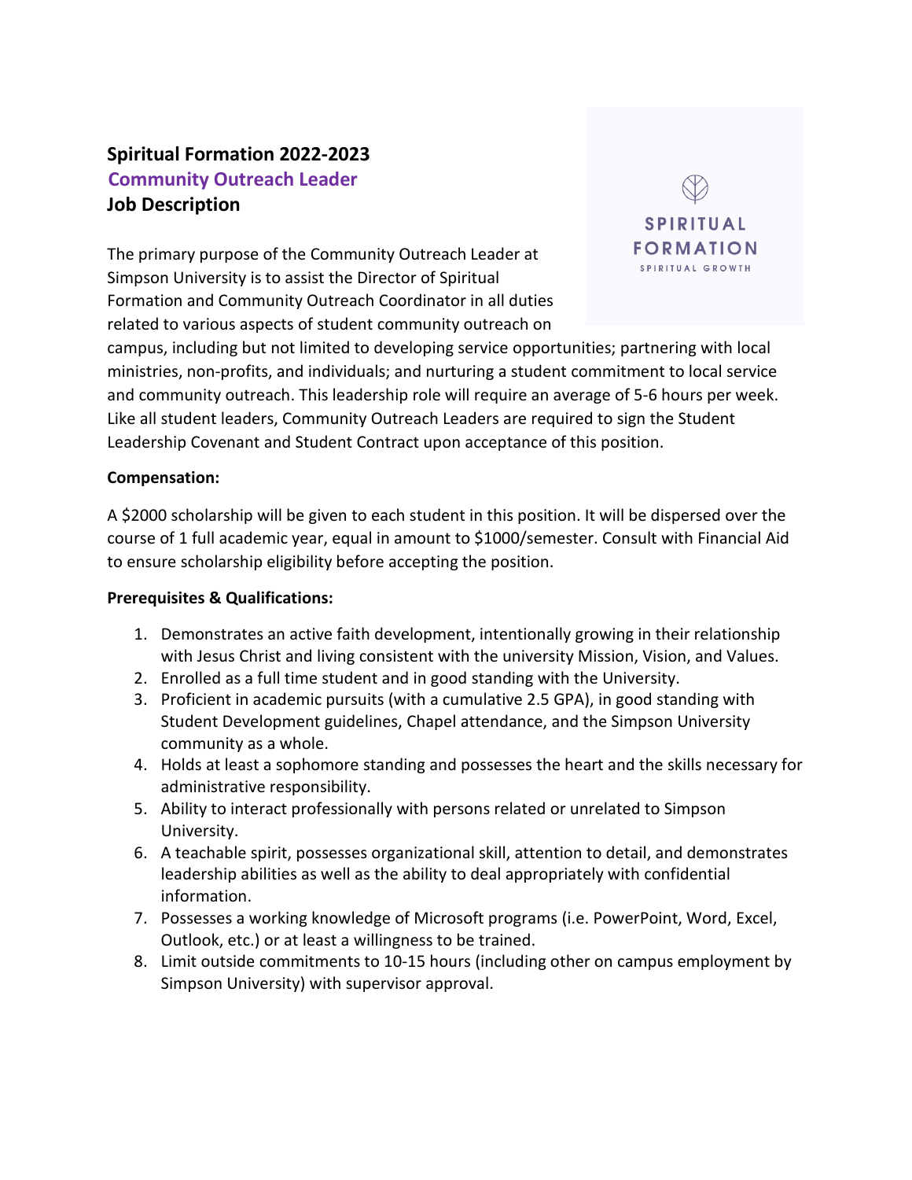# Spiritual Formation 2022-2023

## Community Outreach Leader

## Job Description

SPIRITUAL FORMATION
SPIRITUAL GROWTH

The primary purpose of the Community Outreach Leader at Simpson University is to assist the Director of Spiritual Formation and Community Outreach Coordinator in all duties related to various aspects of student community outreach on campus, including but not limited to developing service opportunities; partnering with local ministries, non-profits, and individuals; and nurturing a student commitment to local service and community outreach. This leadership role will require an average of 5-6 hours per week. Like all student leaders, Community Outreach Leaders are required to sign the Student Leadership Covenant and Student Contract upon acceptance of this position.

**Compensation:**

A $2000 scholarship will be given to each student in this position. It will be dispersed over the course of 1 full academic year, equal in amount to $1000/semester. Consult with Financial Aid to ensure scholarship eligibility before accepting the position.

**Prerequisites & Qualifications:**

1. Demonstrates an active faith development, intentionally growing in their relationship with Jesus Christ and living consistent with the university Mission, Vision, and Values.
2. Enrolled as a full time student and in good standing with the University.
3. Proficient in academic pursuits (with a cumulative 2.5 GPA), in good standing with Student Development guidelines, Chapel attendance, and the Simpson University community as a whole.
4. Holds at least a sophomore standing and possesses the heart and the skills necessary for administrative responsibility.
5. Ability to interact professionally with persons related or unrelated to Simpson University.
6. A teachable spirit, possesses organizational skill, attention to detail, and demonstrates leadership abilities as well as the ability to deal appropriately with confidential information.
7. Possesses a working knowledge of Microsoft programs (i.e. PowerPoint, Word, Excel, Outlook, etc.) or at least a willingness to be trained.
8. Limit outside commitments to 10-15 hours (including other on campus employment by Simpson University) with supervisor approval.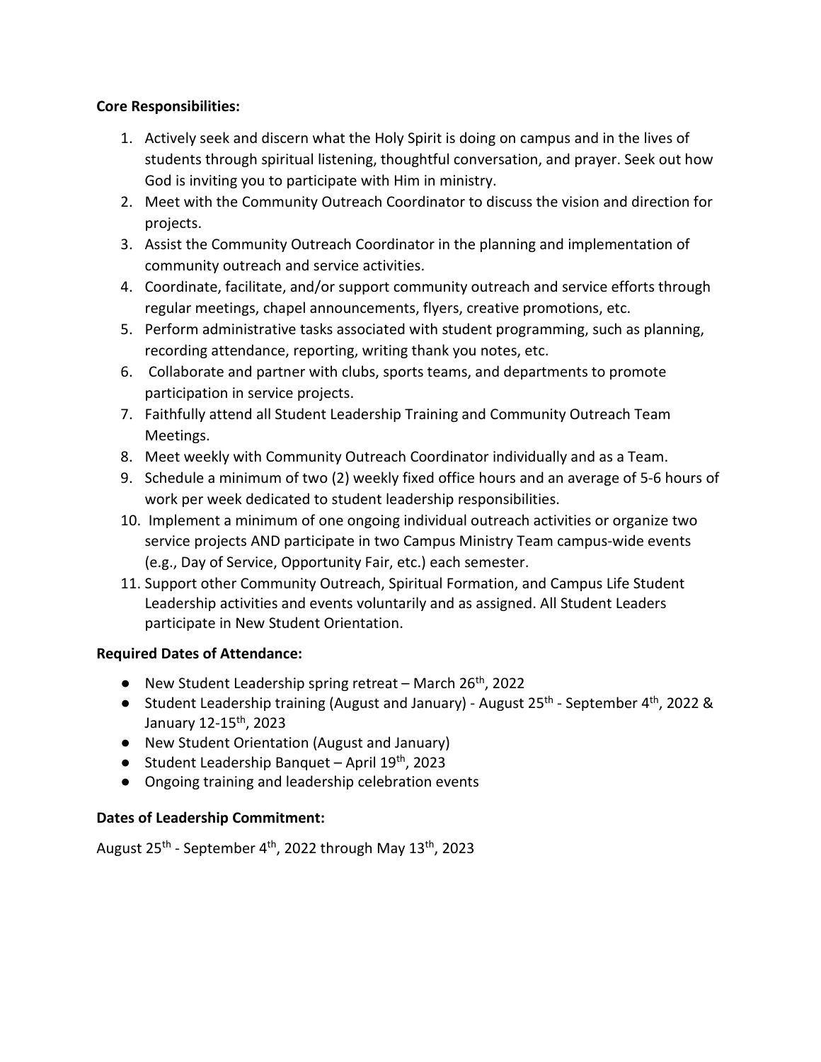**Core Responsibilities:**

1. Actively seek and discern what the Holy Spirit is doing on campus and in the lives of students through spiritual listening, thoughtful conversation, and prayer. Seek out how God is inviting you to participate with Him in ministry.
2. Meet with the Community Outreach Coordinator to discuss the vision and direction for projects.
3. Assist the Community Outreach Coordinator in the planning and implementation of community outreach and service activities.
4. Coordinate, facilitate, and/or support community outreach and service efforts through regular meetings, chapel announcements, flyers, creative promotions, etc.
5. Perform administrative tasks associated with student programming, such as planning, recording attendance, reporting, writing thank you notes, etc.
6. Collaborate and partner with clubs, sports teams, and departments to promote participation in service projects.
7. Faithfully attend all Student Leadership Training and Community Outreach Team Meetings.
8. Meet weekly with Community Outreach Coordinator individually and as a Team.
9. Schedule a minimum of two (2) weekly fixed office hours and an average of 5-6 hours of work per week dedicated to student leadership responsibilities.
10. Implement a minimum of one ongoing individual outreach activities or organize two service projects AND participate in two Campus Ministry Team campus-wide events (e.g., Day of Service, Opportunity Fair, etc.) each semester.
11. Support other Community Outreach, Spiritual Formation, and Campus Life Student Leadership activities and events voluntarily and as assigned. All Student Leaders participate in New Student Orientation.

**Required Dates of Attendance:**

- New Student Leadership spring retreat – March 26th, 2022
- Student Leadership training (August and January) - August 25th - September 4th, 2022 & January 12-15th, 2023
- New Student Orientation (August and January)
- Student Leadership Banquet – April 19th, 2023
- Ongoing training and leadership celebration events

**Dates of Leadership Commitment:**

August 25th - September 4th, 2022 through May 13th, 2023